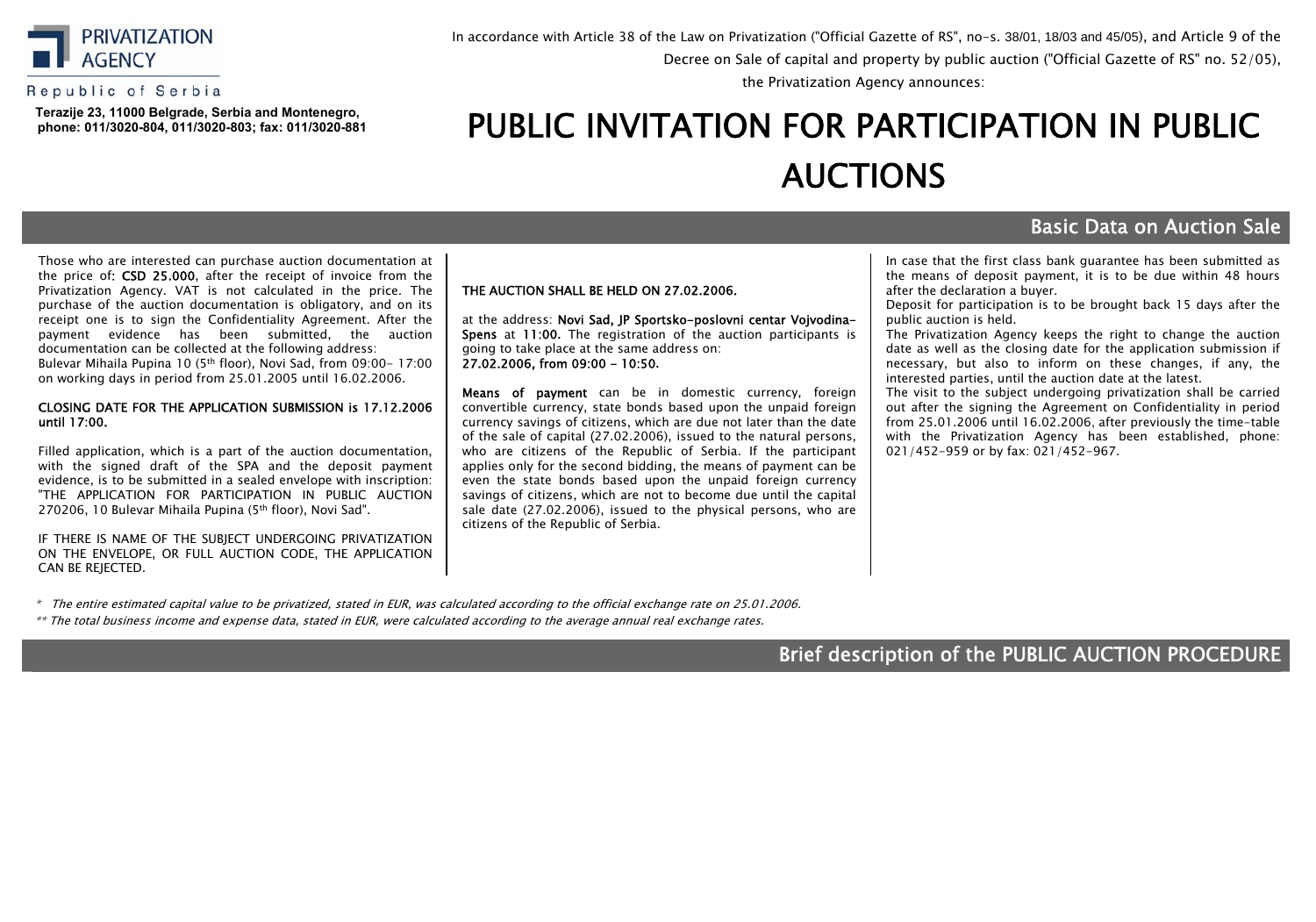**PRIVATIZATION AGENCY**

Republic of Serbia

**Terazije 23, 11000 Belgrade, Serbia and Montenegro, phone: 011/3020-804, 011/3020-803; fax: 011/3020-881**

In accordance with Article 38 of the Law on Privatization ("Official Gazette of RS", no-s. 38/01, 18/03 and 45/05), and Article 9 of the Decree on Sale of capital and property by public auction ("Official Gazette of RS" no. 52/05), the Privatization Agency announces:

# PUBLIC INVITATION FOR PARTICIPATION IN PUBLIC AUCTIONS

## Basic Data on Auction Sale

Those who are interested can purchase auction documentation at the price of: **CSD 25.000**, after the receipt of invoice from the Privatization Agency. VAT is not calculated in the price. The purchase of the auction documentation is obligatory, and on its receipt one is to sign the Confidentiality Agreement. After the payment evidence has been submitted, the auction documentation can be collected at the following address:
Bulevar Mihaila Pupina 10 (5th floor), Novi Sad, from 09:00- 17:00 on working days in period from 25.01.2005 until 16.02.2006.

**CLOSING DATE FOR THE APPLICATION SUBMISSION is 17.12.2006 until 17:00.**

Filled application, which is a part of the auction documentation, with the signed draft of the SPA and the deposit payment evidence, is to be submitted in a sealed envelope with inscription: "THE APPLICATION FOR PARTICIPATION IN PUBLIC AUCTION 270206, 10 Bulevar Mihaila Pupina (5th floor), Novi Sad".

IF THERE IS NAME OF THE SUBJECT UNDERGOING PRIVATIZATION ON THE ENVELOPE, OR FULL AUCTION CODE, THE APPLICATION CAN BE REJECTED.

**THE AUCTION SHALL BE HELD ON 27.02.2006.**

at the address: **Novi Sad, JP Sportsko-poslovni centar Vojvodina-Spens** at **11:00.** The registration of the auction participants is going to take place at the same address on:
**27.02.2006, from 09:00 - 10:50.**

**Means of payment** can be in domestic currency, foreign convertible currency, state bonds based upon the unpaid foreign currency savings of citizens, which are due not later than the date of the sale of capital (27.02.2006), issued to the natural persons, who are citizens of the Republic of Serbia. If the participant applies only for the second bidding, the means of payment can be even the state bonds based upon the unpaid foreign currency savings of citizens, which are not to become due until the capital sale date (27.02.2006), issued to the physical persons, who are citizens of the Republic of Serbia.

In case that the first class bank guarantee has been submitted as the means of deposit payment, it is to be due within 48 hours after the declaration a buyer.
Deposit for participation is to be brought back 15 days after the public auction is held.
The Privatization Agency keeps the right to change the auction date as well as the closing date for the application submission if necessary, but also to inform on these changes, if any, the interested parties, until the auction date at the latest.
The visit to the subject undergoing privatization shall be carried out after the signing the Agreement on Confidentiality in period from 25.01.2006 until 16.02.2006, after previously the time-table with the Privatization Agency has been established, phone: 021/452-959 or by fax: 021/452-967.

*\* The entire estimated capital value to be privatized, stated in EUR, was calculated according to the official exchange rate on 25.01.2006.*

*\*\* The total business income and expense data, stated in EUR, were calculated according to the average annual real exchange rates.*

## Brief description of the PUBLIC AUCTION PROCEDURE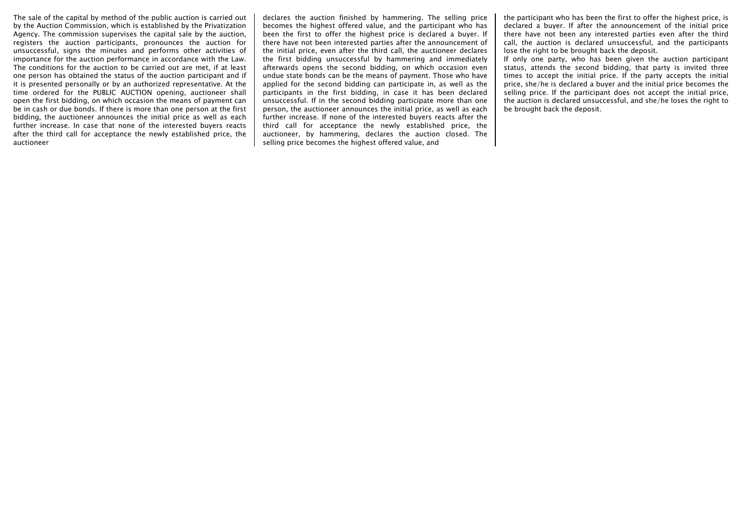The sale of the capital by method of the public auction is carried out by the Auction Commission, which is established by the Privatization Agency. The commission supervises the capital sale by the auction, registers the auction participants, pronounces the auction for unsuccessful, signs the minutes and performs other activities of importance for the auction performance in accordance with the Law. The conditions for the auction to be carried out are met, if at least one person has obtained the status of the auction participant and if it is presented personally or by an authorized representative. At the time ordered for the PUBLIC AUCTION opening, auctioneer shall open the first bidding, on which occasion the means of payment can be in cash or due bonds. If there is more than one person at the first bidding, the auctioneer announces the initial price as well as each further increase. In case that none of the interested buyers reacts after the third call for acceptance the newly established price, the auctioneer declares the auction finished by hammering. The selling price becomes the highest offered value, and the participant who has been the first to offer the highest price is declared a buyer. If there have not been interested parties after the announcement of the initial price, even after the third call, the auctioneer declares the first bidding unsuccessful by hammering and immediately afterwards opens the second bidding, on which occasion even undue state bonds can be the means of payment. Those who have applied for the second bidding can participate in, as well as the participants in the first bidding, in case it has been declared unsuccessful. If in the second bidding participate more than one person, the auctioneer announces the initial price, as well as each further increase. If none of the interested buyers reacts after the third call for acceptance the newly established price, the auctioneer, by hammering, declares the auction closed. The selling price becomes the highest offered value, and the participant who has been the first to offer the highest price, is declared a buyer. If after the announcement of the initial price there have not been any interested parties even after the third call, the auction is declared unsuccessful, and the participants lose the right to be brought back the deposit.

If only one party, who has been given the auction participant status, attends the second bidding, that party is invited three times to accept the initial price. If the party accepts the initial price, she/he is declared a buyer and the initial price becomes the selling price. If the participant does not accept the initial price, the auction is declared unsuccessful, and she/he loses the right to be brought back the deposit.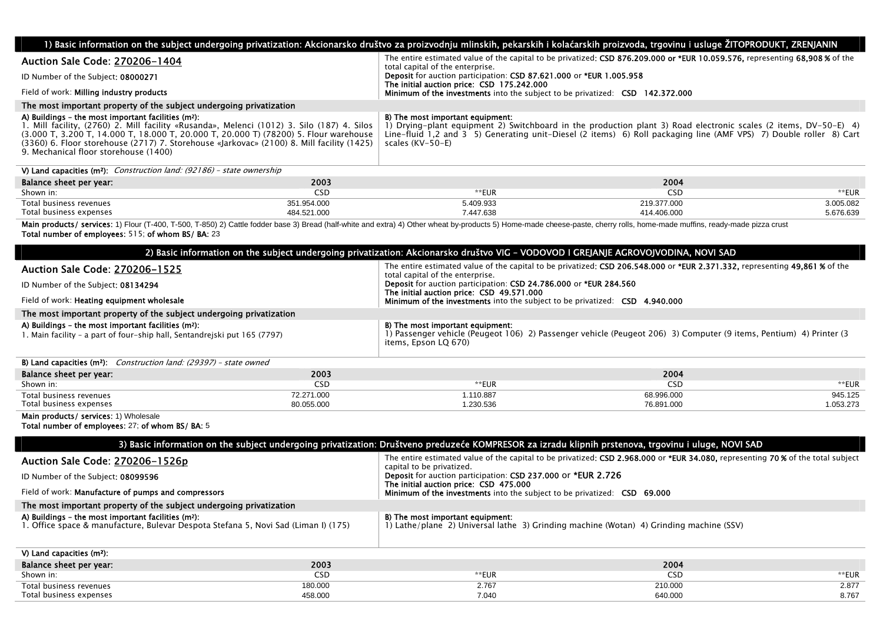## 1) Basic information on the subject undergoing privatization: Akcionarsko društvo za proizvodnju mlinskih, pekarskih i kolaćarskih proizvoda, trgovinu i usluge ŽITOPRODUKT, ZRENJANIN

**Auction Sale Code: 270206-1404**

ID Number of the Subject: **08000271**

Field of work: **Milling industry products**

The entire estimated value of the capital to be privatized: **CSD 876.209.000** or **\*EUR 10.059.576,** representing **68,908 %** of the total capital of the enterprise.
**Deposit** for auction participation: **CSD 87.621.000** or **\*EUR 1.005.958**
**The initial auction price: CSD 175.242.000**
**Minimum of the investments** into the subject to be privatized: **CSD 142.372.000**

**The most important property of the subject undergoing privatization**

**A) Buildings – the most important facilities (m²):**
1. Mill facility, (2760) 2. Mill facility «Rusanda», Melenci (1012) 3. Silo (187) 4. Silos (3.000 T, 3.200 T, 14.000 T, 18.000 T, 20.000 T, 20.000 T) (78200) 5. Flour warehouse (3360) 6. Floor storehouse (2717) 7. Storehouse «Jarkovac» (2100) 8. Mill facility (1425) 9. Mechanical floor storehouse (1400)

**B) The most important equipment:**
1) Drying-plant equipment 2) Switchboard in the production plant 3) Road electronic scales (2 items, DV-50-E) 4) Line-fluid 1,2 and 3 5) Generating unit-Diesel (2 items) 6) Roll packaging line (AMF VPS) 7) Double roller 8) Cart scales (KV-50-E)

**V) Land capacities (m²):** *Construction land: (92186) – state ownership*

| Balance sheet per year: | 2003 | | 2004 | |
|---|---|---|---|---|
| Shown in: | CSD | \*\*EUR | CSD | \*\*EUR |
| Total business revenues | 351.954.000 | 5.409.933 | 219.377.000 | 3.005.082 |
| Total business expenses | 484.521.000 | 7.447.638 | 414.406.000 | 5.676.639 |

**Main products/ services**: 1) Flour (T-400, T-500, T-850) 2) Cattle fodder base 3) Bread (half-white and extra) 4) Other wheat by-products 5) Home-made cheese-paste, cherry rolls, home-made muffins, ready-made pizza crust
**Total number of employees**: 515; **of whom BS/ BA**: 23

## 2) Basic information on the subject undergoing privatization: Akcionarsko društvo VIG – VODOVOD I GREJANJE AGROVOJVODINA, NOVI SAD

**Auction Sale Code: 270206-1525**

ID Number of the Subject: **08134294**

Field of work: **Heating equipment wholesale**

The entire estimated value of the capital to be privatized: **CSD 206.548.000** or **\*EUR 2.371.332,** representing **49,861 %** of the total capital of the enterprise.
**Deposit** for auction participation: **CSD 24.786.000** or **\*EUR 284.560**
**The initial auction price: CSD 49.571.000**
**Minimum of the investments** into the subject to be privatized: **CSD 4.940.000**

**The most important property of the subject undergoing privatization**

**A) Buildings – the most important facilities (m²):**
1. Main facility – a part of four-ship hall, Sentandrejski put 165 (7797)

**B) The most important equipment:**
1) Passenger vehicle (Peugeot 106) 2) Passenger vehicle (Peugeot 206) 3) Computer (9 items, Pentium) 4) Printer (3 items, Epson LQ 670)

**B) Land capacities (m²):** *Construction land: (29397) – state owned*

| Balance sheet per year: | 2003 | | 2004 | |
|---|---|---|---|---|
| Shown in: | CSD | \*\*EUR | CSD | \*\*EUR |
| Total business revenues | 72.271.000 | 1.110.887 | 68.996.000 | 945.125 |
| Total business expenses | 80.055.000 | 1.230.536 | 76.891.000 | 1.053.273 |

**Main products/ services**: 1) Wholesale
**Total number of employees**: 27; **of whom BS/ BA**: 5

## 3) Basic information on the subject undergoing privatization: Društveno preduzeće KOMPRESOR za izradu klipnih prstenova, trgovinu i uluge, NOVI SAD

**Auction Sale Code: 270206-1526p**

ID Number of the Subject: **08099596**

Field of work: **Manufacture of pumps and compressors**

The entire estimated value of the capital to be privatized: **CSD 2.968.000** or **\*EUR 34.080,** representing **70 %** of the total subject capital to be privatized.
**Deposit** for auction participation: **CSD 237.000** or **\*EUR 2.726**
**The initial auction price: CSD 475.000**
**Minimum of the investments** into the subject to be privatized: **CSD 69.000**

**The most important property of the subject undergoing privatization**

**A) Buildings – the most important facilities (m²):**
1. Office space & manufacture, Bulevar Despota Stefana 5, Novi Sad (Liman I) (175)

**B) The most important equipment:**
1) Lathe/plane 2) Universal lathe 3) Grinding machine (Wotan) 4) Grinding machine (SSV)

**V) Land capacities (m²):**

| Balance sheet per year: | 2003 | | 2004 | |
|---|---|---|---|---|
| Shown in: | CSD | \*\*EUR | CSD | \*\*EUR |
| Total business revenues | 180.000 | 2.767 | 210.000 | 2.877 |
| Total business expenses | 458.000 | 7.040 | 640.000 | 8.767 |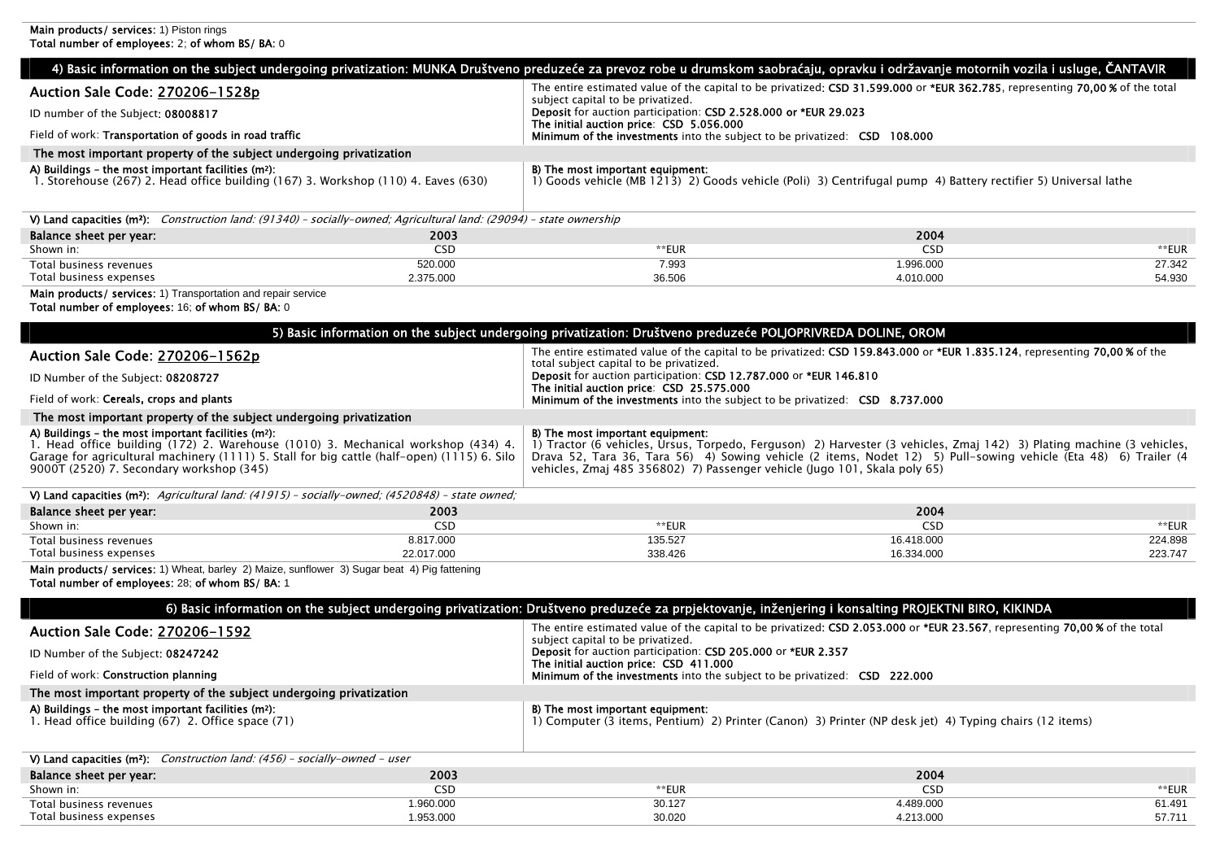**Main products/ services:** 1) Piston rings
**Total number of employees:** 2; **of whom BS/ BA:** 0

## 4) Basic information on the subject undergoing privatization: MUNKA Društveno preduzeće za prevoz robe u drumskom saobraćaju, opravku i održavanje motornih vozila i usluge, ČANTAVIR

**Auction Sale Code:** 270206-1528p

ID number of the Subject: **08008817**

Field of work: **Transportation of goods in road traffic**

The entire estimated value of the capital to be privatized: **CSD 31.599.000** or **\*EUR 362.785**, representing **70,00 %** of the total subject capital to be privatized.
**Deposit** for auction participation: **CSD 2.528.000 or \*EUR 29.023**
**The initial auction price**: CSD 5.056.000
**Minimum of the investments** into the subject to be privatized: CSD 108.000

**The most important property of the subject undergoing privatization**

**A) Buildings – the most important facilities (m²):**
1. Storehouse (267) 2. Head office building (167) 3. Workshop (110) 4. Eaves (630)

**B) The most important equipment:**
1) Goods vehicle (MB 1213) 2) Goods vehicle (Poli) 3) Centrifugal pump 4) Battery rectifier 5) Universal lathe

**V) Land capacities (m²):** *Construction land: (91340) – socially-owned; Agricultural land: (29094) – state ownership*

| Balance sheet per year: | 2003 | | 2004 | |
|---|---|---|---|---|
| Shown in: | CSD | **EUR | CSD | **EUR |
| Total business revenues | 520.000 | 7.993 | 1.996.000 | 27.342 |
| Total business expenses | 2.375.000 | 36.506 | 4.010.000 | 54.930 |

**Main products/ services:** 1) Transportation and repair service
**Total number of employees:** 16; **of whom BS/ BA:** 0

## 5) Basic information on the subject undergoing privatization: Društveno preduzeće POLJOPRIVREDA DOLINE, OROM

**Auction Sale Code:** 270206-1562p

ID Number of the Subject: **08208727**

Field of work: **Cereals, crops and plants**

The entire estimated value of the capital to be privatized: **CSD 159.843.000** or **\*EUR 1.835.124**, representing **70,00 %** of the total subject capital to be privatized.
**Deposit** for auction participation: **CSD 12.787.000** or **\*EUR 146.810**
**The initial auction price**: CSD 25.575.000
**Minimum of the investments** into the subject to be privatized: CSD 8.737.000

**The most important property of the subject undergoing privatization**

**A) Buildings – the most important facilities (m²):**
1. Head office building (172) 2. Warehouse (1010) 3. Mechanical workshop (434) 4. Garage for agricultural machinery (1111) 5. Stall for big cattle (half-open) (1115) 6. Silo 9000T (2520) 7. Secondary workshop (345)

**B) The most important equipment:**
1) Tractor (6 vehicles, Ursus, Torpedo, Ferguson) 2) Harvester (3 vehicles, Zmaj 142) 3) Plating machine (3 vehicles, Drava 52, Tara 36, Tara 56) 4) Sowing vehicle (2 items, Nodet 12) 5) Pull-sowing vehicle (Eta 48) 6) Trailer (4 vehicles, Zmaj 485 356802) 7) Passenger vehicle (Jugo 101, Skala poly 65)

**V) Land capacities (m²):** *Agricultural land: (41915) – socially-owned; (4520848) – state owned;*

| Balance sheet per year: | 2003 | | 2004 | |
|---|---|---|---|---|
| Shown in: | CSD | **EUR | CSD | **EUR |
| Total business revenues | 8.817.000 | 135.527 | 16.418.000 | 224.898 |
| Total business expenses | 22.017.000 | 338.426 | 16.334.000 | 223.747 |

**Main products/ services:** 1) Wheat, barley 2) Maize, sunflower 3) Sugar beat 4) Pig fattening
**Total number of employees:** 28; **of whom BS/ BA:** 1

## 6) Basic information on the subject undergoing privatization: Društveno preduzeće za prjektovanje, inženjering i konsalting PROJEKTNI BIRO, KIKINDA

**Auction Sale Code:** 270206-1592

ID Number of the Subject: **08247242**

Field of work: **Construction planning**

The entire estimated value of the capital to be privatized: **CSD 2.053.000** or **\*EUR 23.567**, representing **70,00 %** of the total subject capital to be privatized.
**Deposit** for auction participation: **CSD 205.000** or **\*EUR 2.357**
**The initial auction price**: CSD 411.000
**Minimum of the investments** into the subject to be privatized: CSD 222.000

**The most important property of the subject undergoing privatization**

**A) Buildings – the most important facilities (m²):**
1. Head office building (67) 2. Office space (71)

**B) The most important equipment:**
1) Computer (3 items, Pentium) 2) Printer (Canon) 3) Printer (NP desk jet) 4) Typing chairs (12 items)

**V) Land capacities (m²):** *Construction land: (456) – socially-owned – user*

| Balance sheet per year: | 2003 | | 2004 | |
|---|---|---|---|---|
| Shown in: | CSD | **EUR | CSD | **EUR |
| Total business revenues | 1.960.000 | 30.127 | 4.489.000 | 61.491 |
| Total business expenses | 1.953.000 | 30.020 | 4.213.000 | 57.711 |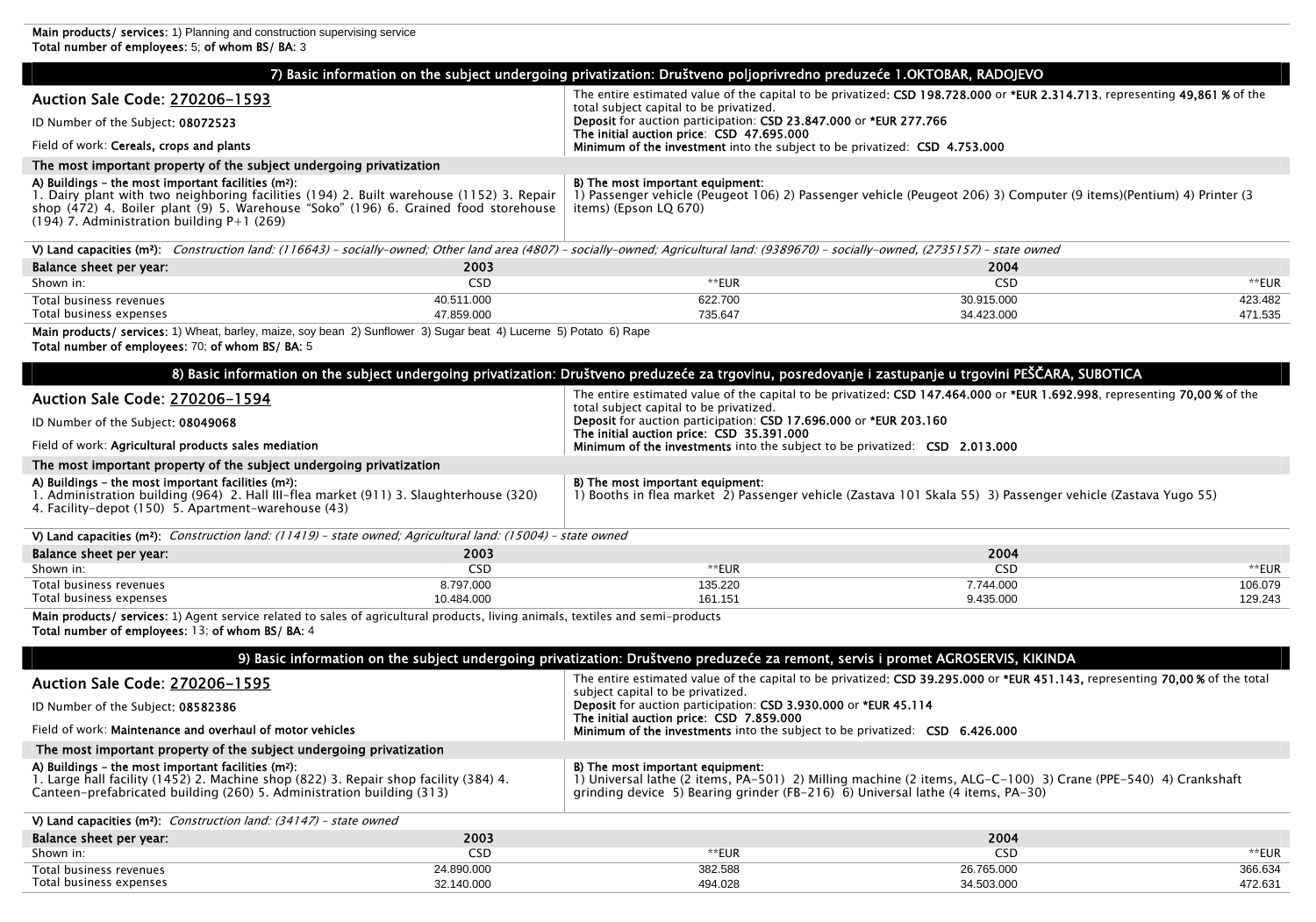**Main products/ services:** 1) Planning and construction supervising service
**Total number of employees:** 5; **of whom BS/ BA:** 3

## 7) Basic information on the subject undergoing privatization: Društveno poljoprivredno preduzeće 1.OKTOBAR, RADOJEVO

**Auction Sale Code: 270206-1593**

ID Number of the Subject: **08072523**

Field of work: **Cereals, crops and plants**

The entire estimated value of the capital to be privatized: **CSD 198.728.000** or **\*EUR 2.314.713**, representing **49,861 %** of the total subject capital to be privatized.
**Deposit** for auction participation: **CSD 23.847.000** or **\*EUR 277.766**
**The initial auction price**: **CSD 47.695.000**
**Minimum of the investment** into the subject to be privatized: **CSD 4.753.000**

**The most important property of the subject undergoing privatization**

**A) Buildings – the most important facilities (m²):**
1. Dairy plant with two neighboring facilities (194) 2. Built warehouse (1152) 3. Repair shop (472) 4. Boiler plant (9) 5. Warehouse "Soko" (196) 6. Grained food storehouse (194) 7. Administration building P+1 (269)

**B) The most important equipment:**
1) Passenger vehicle (Peugeot 106) 2) Passenger vehicle (Peugeot 206) 3) Computer (9 items)(Pentium) 4) Printer (3 items) (Epson LQ 670)

**V) Land capacities (m²):** *Construction land: (116643) – socially-owned; Other land area (4807) – socially-owned; Agricultural land: (9389670) – socially-owned, (2735157) – state owned*

| Balance sheet per year: | 2003 | | 2004 | |
|---|---|---|---|---|
| Shown in: | CSD | \*\*EUR | CSD | \*\*EUR |
| Total business revenues | 40.511.000 | 622.700 | 30.915.000 | 423.482 |
| Total business expenses | 47.859.000 | 735.647 | 34.423.000 | 471.535 |

**Main products/ services:** 1) Wheat, barley, maize, soy bean 2) Sunflower 3) Sugar beat 4) Lucerne 5) Potato 6) Rape
**Total number of employees:** 70; **of whom BS/ BA:** 5

## 8) Basic information on the subject undergoing privatization: Društveno preduzeće za trgovinu, posredovanje i zastupanje u trgovini PEŠČARA, SUBOTICA

**Auction Sale Code: 270206-1594**

ID Number of the Subject: **08049068**

Field of work: **Agricultural products sales mediation**

The entire estimated value of the capital to be privatized: **CSD 147.464.000** or **\*EUR 1.692.998**, representing **70,00 %** of the total subject capital to be privatized.
**Deposit** for auction participation: **CSD 17.696.000** or **\*EUR 203.160**
**The initial auction price**: **CSD 35.391.000**
**Minimum of the investments** into the subject to be privatized: **CSD 2.013.000**

**The most important property of the subject undergoing privatization**

**A) Buildings – the most important facilities (m²):**
1. Administration building (964) 2. Hall III–flea market (911) 3. Slaughterhouse (320) 4. Facility-depot (150) 5. Apartment-warehouse (43)

**B) The most important equipment:**
1) Booths in flea market 2) Passenger vehicle (Zastava 101 Skala 55) 3) Passenger vehicle (Zastava Yugo 55)

**V) Land capacities (m²):** *Construction land: (11419) – state owned; Agricultural land: (15004) – state owned*

| Balance sheet per year: | 2003 | | 2004 | |
|---|---|---|---|---|
| Shown in: | CSD | \*\*EUR | CSD | \*\*EUR |
| Total business revenues | 8.797.000 | 135.220 | 7.744.000 | 106.079 |
| Total business expenses | 10.484.000 | 161.151 | 9.435.000 | 129.243 |

**Main products/ services:** 1) Agent service related to sales of agricultural products, living animals, textiles and semi-products
**Total number of employees:** 13; **of whom BS/ BA:** 4

## 9) Basic information on the subject undergoing privatization: Društveno preduzeće za remont, servis i promet AGROSERVIS, KIKINDA

**Auction Sale Code: 270206-1595**

ID Number of the Subject: **08582386**

Field of work: **Maintenance and overhaul of motor vehicles**

The entire estimated value of the capital to be privatized: **CSD 39.295.000** or **\*EUR 451.143,** representing **70,00 %** of the total subject capital to be privatized.
**Deposit** for auction participation: **CSD 3.930.000** or **\*EUR 45.114**
**The initial auction price**: **CSD 7.859.000**
**Minimum of the investments** into the subject to be privatized: **CSD 6.426.000**

**The most important property of the subject undergoing privatization**

**A) Buildings – the most important facilities (m²):**
1. Large hall facility (1452) 2. Machine shop (822) 3. Repair shop facility (384) 4. Canteen-prefabricated building (260) 5. Administration building (313)

**B) The most important equipment:**
1) Universal lathe (2 items, PA-501) 2) Milling machine (2 items, ALG-C-100) 3) Crane (PPE-540) 4) Crankshaft grinding device 5) Bearing grinder (FB-216) 6) Universal lathe (4 items, PA-30)

**V) Land capacities (m²):** *Construction land: (34147) – state owned*

| Balance sheet per year: | 2003 | | 2004 | |
|---|---|---|---|---|
| Shown in: | CSD | \*\*EUR | CSD | \*\*EUR |
| Total business revenues | 24.890.000 | 382.588 | 26.765.000 | 366.634 |
| Total business expenses | 32.140.000 | 494.028 | 34.503.000 | 472.631 |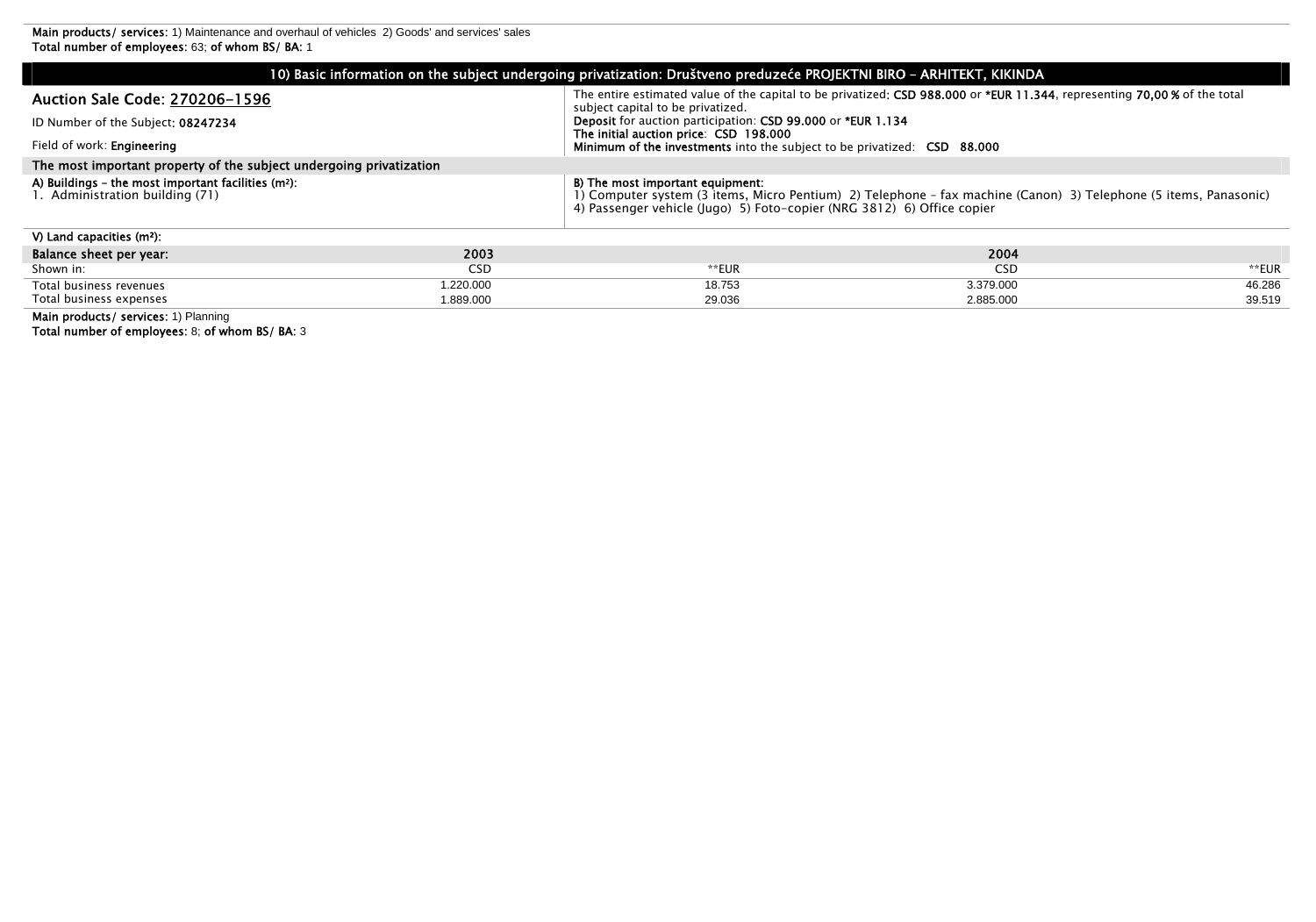**Main products/ services:** 1) Maintenance and overhaul of vehicles 2) Goods' and services' sales
**Total number of employees:** 63; **of whom BS/ BA:** 1

## 10) Basic information on the subject undergoing privatization: Društveno preduzeće PROJEKTNI BIRO - ARHITEKT, KIKINDA

**Auction Sale Code: 270206-1596**

ID Number of the Subject: **08247234**

Field of work: **Engineering**

The entire estimated value of the capital to be privatized: **CSD 988.000** or ***EUR 11.344**, representing **70,00 %** of the total subject capital to be privatized.
**Deposit** for auction participation: **CSD 99.000** or ***EUR 1.134**
**The initial auction price**: **CSD 198.000**
**Minimum of the investments** into the subject to be privatized: **CSD 88.000**

**The most important property of the subject undergoing privatization**

**A) Buildings - the most important facilities (m²):**
1. Administration building (71)

**B) The most important equipment:**
1) Computer system (3 items, Micro Pentium) 2) Telephone - fax machine (Canon) 3) Telephone (5 items, Panasonic) 4) Passenger vehicle (Jugo) 5) Foto-copier (NRG 3812) 6) Office copier

**V) Land capacities (m²):**

| Balance sheet per year: | 2003 | | 2004 | |
|---|---|---|---|---|
| Shown in: | CSD | **EUR | CSD | **EUR |
| Total business revenues | 1.220.000 | 18.753 | 3.379.000 | 46.286 |
| Total business expenses | 1.889.000 | 29.036 | 2.885.000 | 39.519 |

**Main products/ services:** 1) Planning
**Total number of employees:** 8; **of whom BS/ BA:** 3